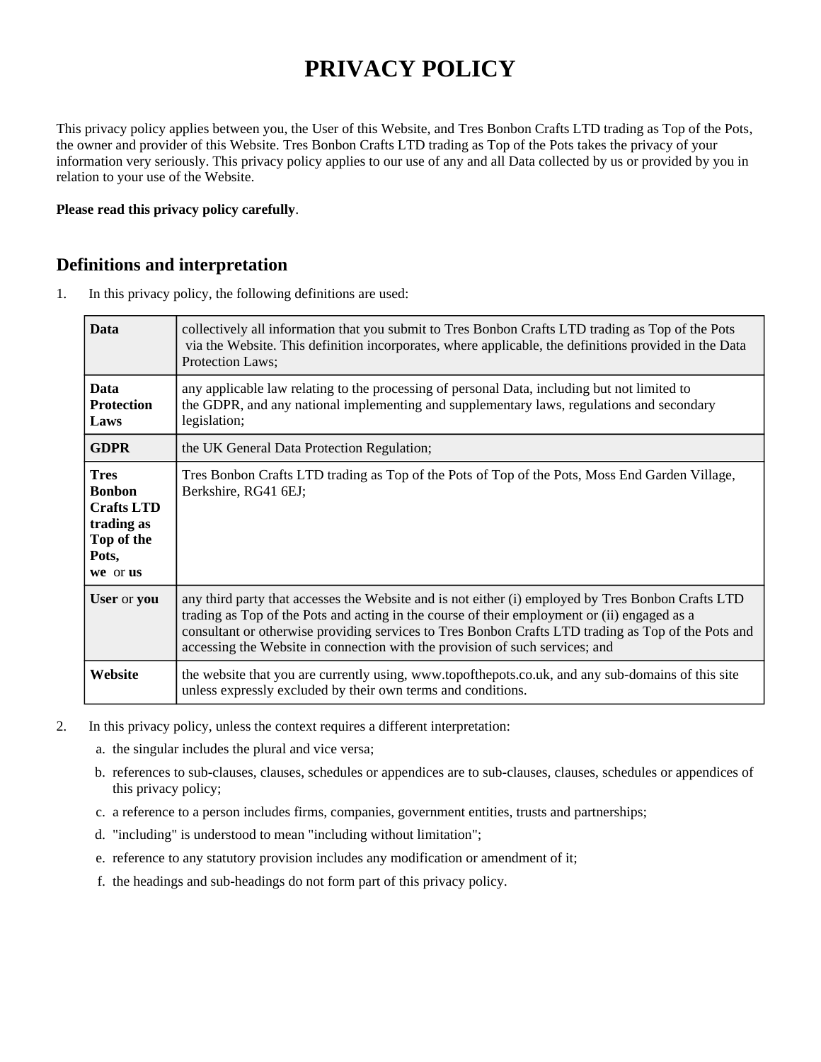# PRIVACY POLICY

This privacy policy applies between you, the User of this Website, and Tres Bonbon Crafts LTD trading as Top of the Pots, the owner and provider of this Website. Tres Bonbon Crafts LTD trading as Top of the Pots takes the privacy of your information very seriously. This privacy policy applies to our use of any and all Data collected by us or provided by you in relation to your use of the Website.

**Please read this privacy policy carefully**.

## Definitions and interpretation

1. In this privacy policy, the following definitions are used:

| | |
|---|---|
| **Data** | collectively all information that you submit to Tres Bonbon Crafts LTD trading as Top of the Pots via the Website. This definition incorporates, where applicable, the definitions provided in the Data Protection Laws; |
| **Data Protection Laws** | any applicable law relating to the processing of personal Data, including but not limited to the GDPR, and any national implementing and supplementary laws, regulations and secondary legislation; |
| **GDPR** | the UK General Data Protection Regulation; |
| **Tres Bonbon Crafts LTD trading as Top of the Pots, we** or **us** | Tres Bonbon Crafts LTD trading as Top of the Pots of Top of the Pots, Moss End Garden Village, Berkshire, RG41 6EJ; |
| **User** or **you** | any third party that accesses the Website and is not either (i) employed by Tres Bonbon Crafts LTD trading as Top of the Pots and acting in the course of their employment or (ii) engaged as a consultant or otherwise providing services to Tres Bonbon Crafts LTD trading as Top of the Pots and accessing the Website in connection with the provision of such services; and |
| **Website** | the website that you are currently using, www.topofthepots.co.uk, and any sub-domains of this site unless expressly excluded by their own terms and conditions. |

2. In this privacy policy, unless the context requires a different interpretation:
   a. the singular includes the plural and vice versa;
   b. references to sub-clauses, clauses, schedules or appendices are to sub-clauses, clauses, schedules or appendices of this privacy policy;
   c. a reference to a person includes firms, companies, government entities, trusts and partnerships;
   d. "including" is understood to mean "including without limitation";
   e. reference to any statutory provision includes any modification or amendment of it;
   f. the headings and sub-headings do not form part of this privacy policy.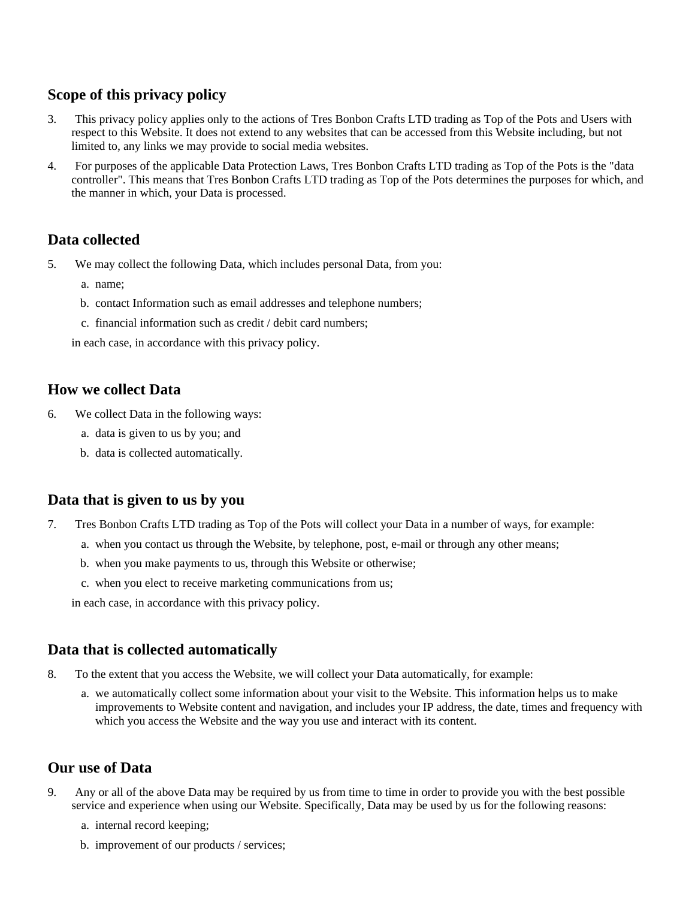## Scope of this privacy policy

3. This privacy policy applies only to the actions of Tres Bonbon Crafts LTD trading as Top of the Pots and Users with respect to this Website. It does not extend to any websites that can be accessed from this Website including, but not limited to, any links we may provide to social media websites.
4. For purposes of the applicable Data Protection Laws, Tres Bonbon Crafts LTD trading as Top of the Pots is the "data controller". This means that Tres Bonbon Crafts LTD trading as Top of the Pots determines the purposes for which, and the manner in which, your Data is processed.

## Data collected

5. We may collect the following Data, which includes personal Data, from you:
   a. name;
   b. contact Information such as email addresses and telephone numbers;
   c. financial information such as credit / debit card numbers;

   in each case, in accordance with this privacy policy.

## How we collect Data

6. We collect Data in the following ways:
   a. data is given to us by you; and
   b. data is collected automatically.

## Data that is given to us by you

7. Tres Bonbon Crafts LTD trading as Top of the Pots will collect your Data in a number of ways, for example:
   a. when you contact us through the Website, by telephone, post, e-mail or through any other means;
   b. when you make payments to us, through this Website or otherwise;
   c. when you elect to receive marketing communications from us;

   in each case, in accordance with this privacy policy.

## Data that is collected automatically

8. To the extent that you access the Website, we will collect your Data automatically, for example:
   a. we automatically collect some information about your visit to the Website. This information helps us to make improvements to Website content and navigation, and includes your IP address, the date, times and frequency with which you access the Website and the way you use and interact with its content.

## Our use of Data

9. Any or all of the above Data may be required by us from time to time in order to provide you with the best possible service and experience when using our Website. Specifically, Data may be used by us for the following reasons:
   a. internal record keeping;
   b. improvement of our products / services;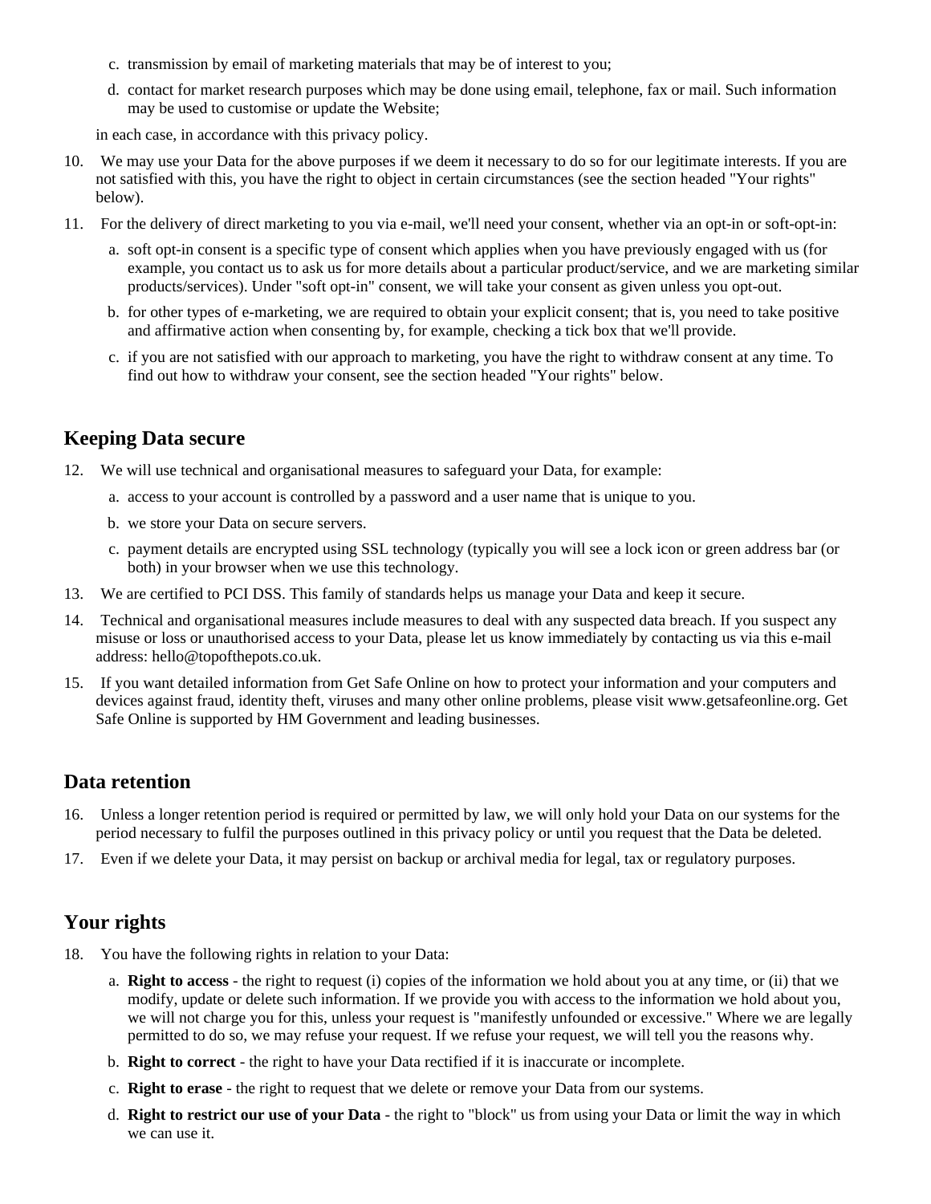c. transmission by email of marketing materials that may be of interest to you;

d. contact for market research purposes which may be done using email, telephone, fax or mail. Such information may be used to customise or update the Website;

in each case, in accordance with this privacy policy.

10. We may use your Data for the above purposes if we deem it necessary to do so for our legitimate interests. If you are not satisfied with this, you have the right to object in certain circumstances (see the section headed "Your rights" below).

11. For the delivery of direct marketing to you via e-mail, we'll need your consent, whether via an opt-in or soft-opt-in:

    a. soft opt-in consent is a specific type of consent which applies when you have previously engaged with us (for example, you contact us to ask us for more details about a particular product/service, and we are marketing similar products/services). Under "soft opt-in" consent, we will take your consent as given unless you opt-out.

    b. for other types of e-marketing, we are required to obtain your explicit consent; that is, you need to take positive and affirmative action when consenting by, for example, checking a tick box that we'll provide.

    c. if you are not satisfied with our approach to marketing, you have the right to withdraw consent at any time. To find out how to withdraw your consent, see the section headed "Your rights" below.

## Keeping Data secure

12. We will use technical and organisational measures to safeguard your Data, for example:

    a. access to your account is controlled by a password and a user name that is unique to you.

    b. we store your Data on secure servers.

    c. payment details are encrypted using SSL technology (typically you will see a lock icon or green address bar (or both) in your browser when we use this technology.

13. We are certified to PCI DSS. This family of standards helps us manage your Data and keep it secure.

14. Technical and organisational measures include measures to deal with any suspected data breach. If you suspect any misuse or loss or unauthorised access to your Data, please let us know immediately by contacting us via this e-mail address: hello@topofthepots.co.uk.

15. If you want detailed information from Get Safe Online on how to protect your information and your computers and devices against fraud, identity theft, viruses and many other online problems, please visit www.getsafeonline.org. Get Safe Online is supported by HM Government and leading businesses.

## Data retention

16. Unless a longer retention period is required or permitted by law, we will only hold your Data on our systems for the period necessary to fulfil the purposes outlined in this privacy policy or until you request that the Data be deleted.

17. Even if we delete your Data, it may persist on backup or archival media for legal, tax or regulatory purposes.

## Your rights

18. You have the following rights in relation to your Data:

    a. **Right to access** - the right to request (i) copies of the information we hold about you at any time, or (ii) that we modify, update or delete such information. If we provide you with access to the information we hold about you, we will not charge you for this, unless your request is "manifestly unfounded or excessive." Where we are legally permitted to do so, we may refuse your request. If we refuse your request, we will tell you the reasons why.

    b. **Right to correct** - the right to have your Data rectified if it is inaccurate or incomplete.

    c. **Right to erase** - the right to request that we delete or remove your Data from our systems.

    d. **Right to restrict our use of your Data** - the right to "block" us from using your Data or limit the way in which we can use it.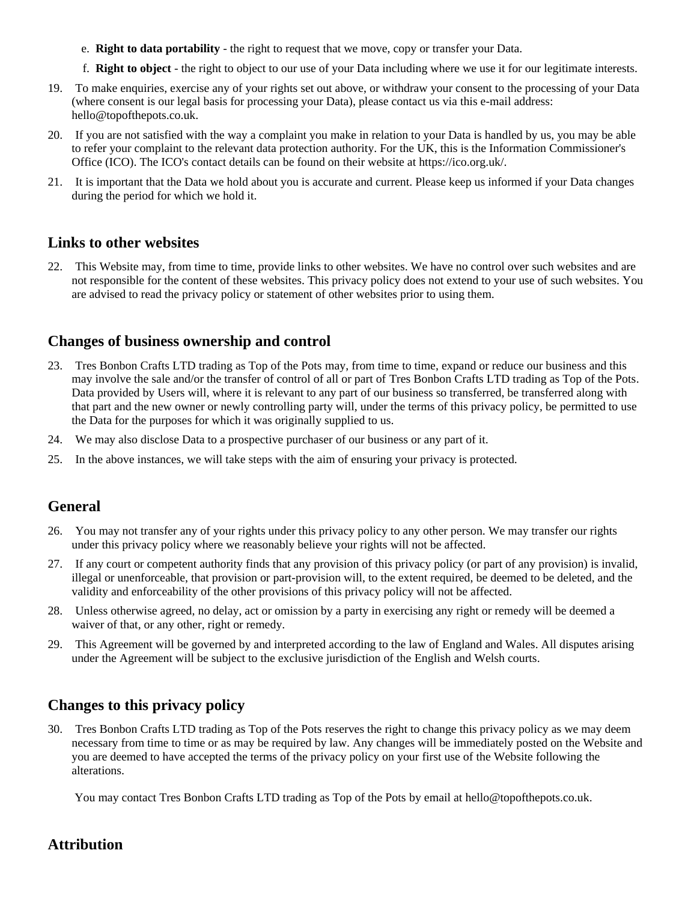e. **Right to data portability** - the right to request that we move, copy or transfer your Data.

f. **Right to object** - the right to object to our use of your Data including where we use it for our legitimate interests.

19. To make enquiries, exercise any of your rights set out above, or withdraw your consent to the processing of your Data (where consent is our legal basis for processing your Data), please contact us via this e-mail address: hello@topofthepots.co.uk.

20. If you are not satisfied with the way a complaint you make in relation to your Data is handled by us, you may be able to refer your complaint to the relevant data protection authority. For the UK, this is the Information Commissioner's Office (ICO). The ICO's contact details can be found on their website at https://ico.org.uk/.

21. It is important that the Data we hold about you is accurate and current. Please keep us informed if your Data changes during the period for which we hold it.

## Links to other websites

22. This Website may, from time to time, provide links to other websites. We have no control over such websites and are not responsible for the content of these websites. This privacy policy does not extend to your use of such websites. You are advised to read the privacy policy or statement of other websites prior to using them.

## Changes of business ownership and control

23. Tres Bonbon Crafts LTD trading as Top of the Pots may, from time to time, expand or reduce our business and this may involve the sale and/or the transfer of control of all or part of Tres Bonbon Crafts LTD trading as Top of the Pots. Data provided by Users will, where it is relevant to any part of our business so transferred, be transferred along with that part and the new owner or newly controlling party will, under the terms of this privacy policy, be permitted to use the Data for the purposes for which it was originally supplied to us.

24. We may also disclose Data to a prospective purchaser of our business or any part of it.

25. In the above instances, we will take steps with the aim of ensuring your privacy is protected.

## General

26. You may not transfer any of your rights under this privacy policy to any other person. We may transfer our rights under this privacy policy where we reasonably believe your rights will not be affected.

27. If any court or competent authority finds that any provision of this privacy policy (or part of any provision) is invalid, illegal or unenforceable, that provision or part-provision will, to the extent required, be deemed to be deleted, and the validity and enforceability of the other provisions of this privacy policy will not be affected.

28. Unless otherwise agreed, no delay, act or omission by a party in exercising any right or remedy will be deemed a waiver of that, or any other, right or remedy.

29. This Agreement will be governed by and interpreted according to the law of England and Wales. All disputes arising under the Agreement will be subject to the exclusive jurisdiction of the English and Welsh courts.

## Changes to this privacy policy

30. Tres Bonbon Crafts LTD trading as Top of the Pots reserves the right to change this privacy policy as we may deem necessary from time to time or as may be required by law. Any changes will be immediately posted on the Website and you are deemed to have accepted the terms of the privacy policy on your first use of the Website following the alterations.

You may contact Tres Bonbon Crafts LTD trading as Top of the Pots by email at hello@topofthepots.co.uk.

## Attribution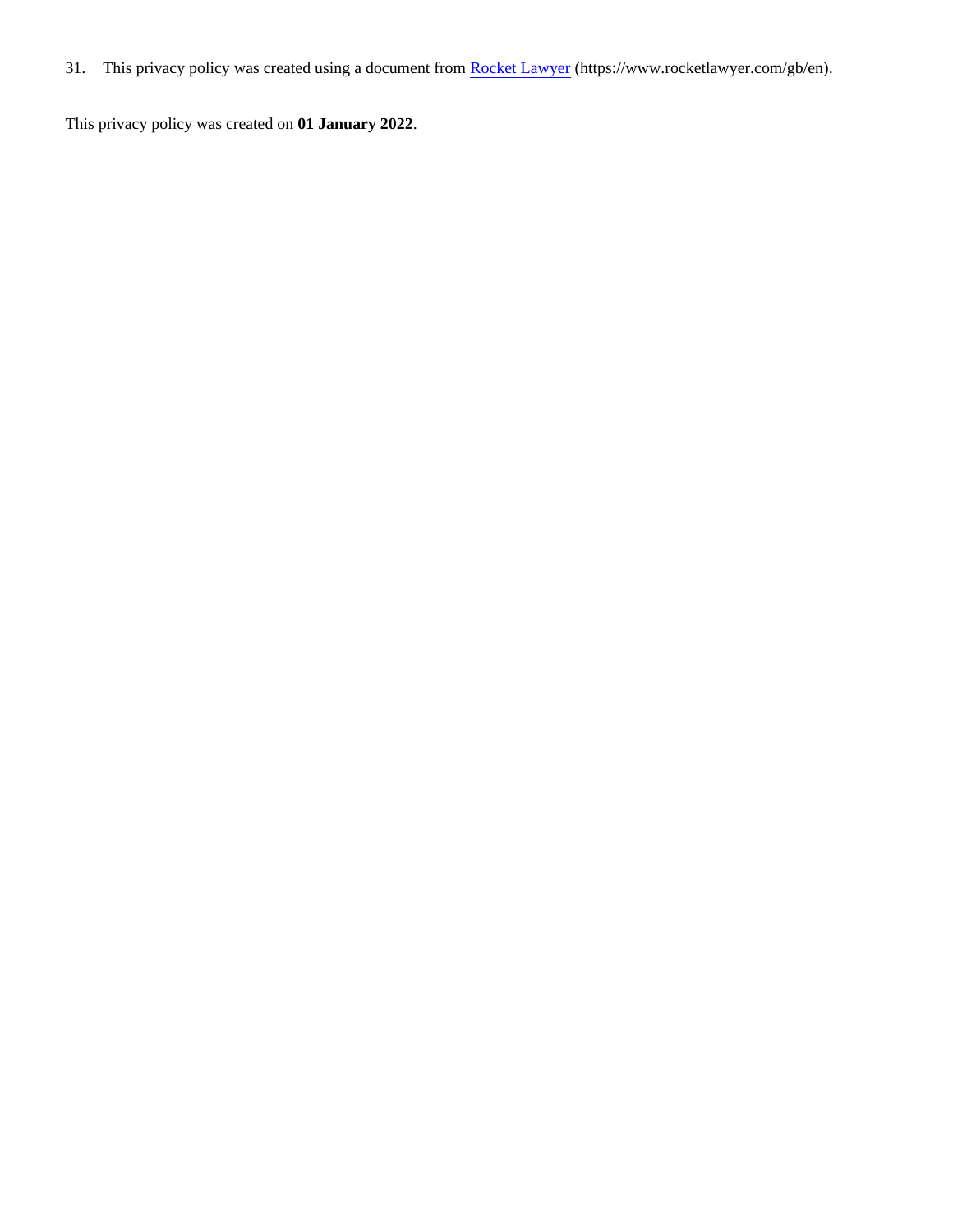31. This privacy policy was created using a document from [Rocket Lawyer](https://www.rocketlawyer.com/gb/en) (https://www.rocketlawyer.com/gb/en).

This privacy policy was created on **01 January 2022**.